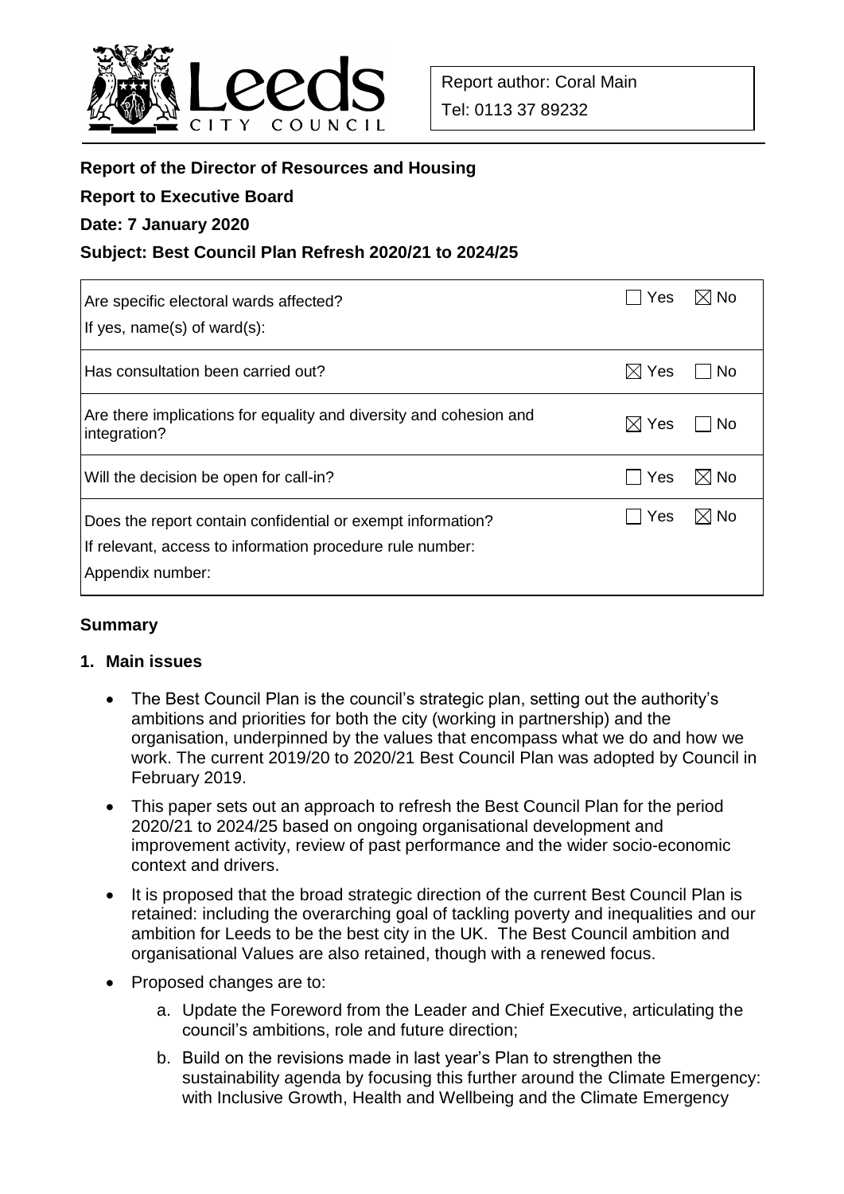Report author: Coral Main
Tel: 0113 37 89232

**Report of the Director of Resources and Housing**

**Report to Executive Board**

**Date: 7 January 2020**

**Subject: Best Council Plan Refresh 2020/21 to 2024/25**

| | Yes | No |
|---|---|---|
| Are specific electoral wards affected?<br>If yes, name(s) of ward(s): | ☐ | ☒ |
| Has consultation been carried out? | ☒ | ☐ |
| Are there implications for equality and diversity and cohesion and integration? | ☒ | ☐ |
| Will the decision be open for call-in? | ☐ | ☒ |
| Does the report contain confidential or exempt information?<br>If relevant, access to information procedure rule number:<br>Appendix number: | ☐ | ☒ |

## Summary

### 1. Main issues

- The Best Council Plan is the council's strategic plan, setting out the authority's ambitions and priorities for both the city (working in partnership) and the organisation, underpinned by the values that encompass what we do and how we work. The current 2019/20 to 2020/21 Best Council Plan was adopted by Council in February 2019.
- This paper sets out an approach to refresh the Best Council Plan for the period 2020/21 to 2024/25 based on ongoing organisational development and improvement activity, review of past performance and the wider socio-economic context and drivers.
- It is proposed that the broad strategic direction of the current Best Council Plan is retained: including the overarching goal of tackling poverty and inequalities and our ambition for Leeds to be the best city in the UK. The Best Council ambition and organisational Values are also retained, though with a renewed focus.
- Proposed changes are to:
  a. Update the Foreword from the Leader and Chief Executive, articulating the council's ambitions, role and future direction;
  b. Build on the revisions made in last year's Plan to strengthen the sustainability agenda by focusing this further around the Climate Emergency: with Inclusive Growth, Health and Wellbeing and the Climate Emergency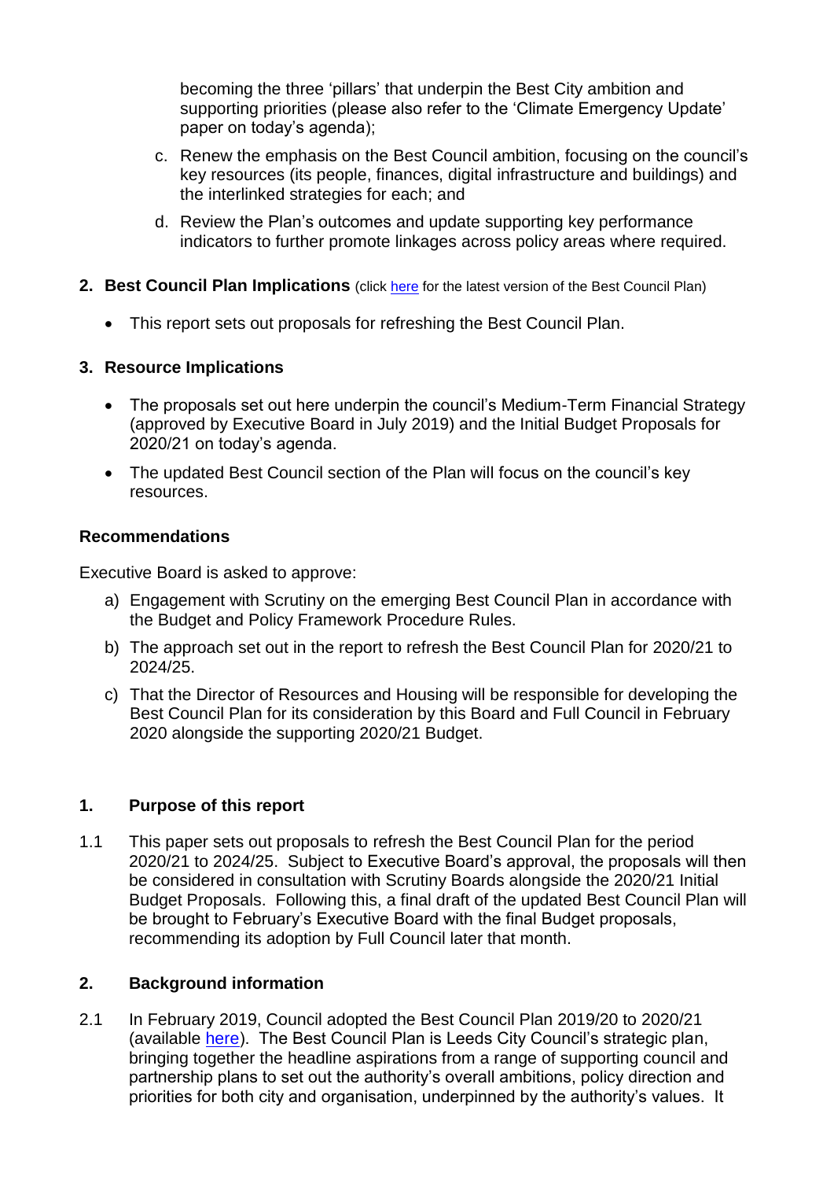becoming the three 'pillars' that underpin the Best City ambition and supporting priorities (please also refer to the 'Climate Emergency Update' paper on today's agenda);

c. Renew the emphasis on the Best Council ambition, focusing on the council's key resources (its people, finances, digital infrastructure and buildings) and the interlinked strategies for each; and

d. Review the Plan's outcomes and update supporting key performance indicators to further promote linkages across policy areas where required.

**2. Best Council Plan Implications** (click here for the latest version of the Best Council Plan)

- This report sets out proposals for refreshing the Best Council Plan.

**3. Resource Implications**

- The proposals set out here underpin the council's Medium-Term Financial Strategy (approved by Executive Board in July 2019) and the Initial Budget Proposals for 2020/21 on today's agenda.
- The updated Best Council section of the Plan will focus on the council's key resources.

**Recommendations**

Executive Board is asked to approve:

a) Engagement with Scrutiny on the emerging Best Council Plan in accordance with the Budget and Policy Framework Procedure Rules.

b) The approach set out in the report to refresh the Best Council Plan for 2020/21 to 2024/25.

c) That the Director of Resources and Housing will be responsible for developing the Best Council Plan for its consideration by this Board and Full Council in February 2020 alongside the supporting 2020/21 Budget.

## 1. Purpose of this report

1.1 This paper sets out proposals to refresh the Best Council Plan for the period 2020/21 to 2024/25. Subject to Executive Board's approval, the proposals will then be considered in consultation with Scrutiny Boards alongside the 2020/21 Initial Budget Proposals. Following this, a final draft of the updated Best Council Plan will be brought to February's Executive Board with the final Budget proposals, recommending its adoption by Full Council later that month.

## 2. Background information

2.1 In February 2019, Council adopted the Best Council Plan 2019/20 to 2020/21 (available here). The Best Council Plan is Leeds City Council's strategic plan, bringing together the headline aspirations from a range of supporting council and partnership plans to set out the authority's overall ambitions, policy direction and priorities for both city and organisation, underpinned by the authority's values. It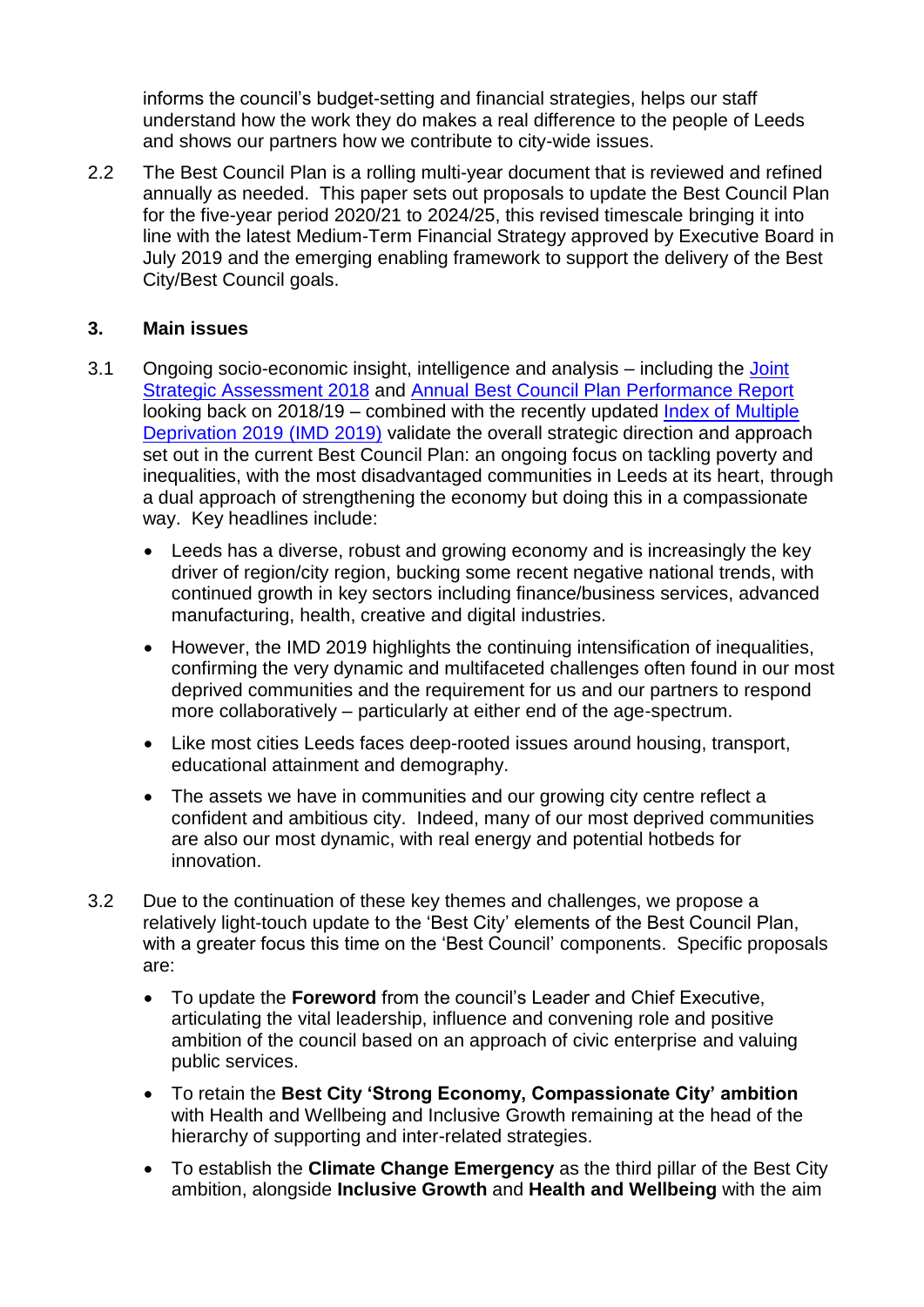informs the council's budget-setting and financial strategies, helps our staff understand how the work they do makes a real difference to the people of Leeds and shows our partners how we contribute to city-wide issues.

2.2 The Best Council Plan is a rolling multi-year document that is reviewed and refined annually as needed. This paper sets out proposals to update the Best Council Plan for the five-year period 2020/21 to 2024/25, this revised timescale bringing it into line with the latest Medium-Term Financial Strategy approved by Executive Board in July 2019 and the emerging enabling framework to support the delivery of the Best City/Best Council goals.

## 3. Main issues

3.1 Ongoing socio-economic insight, intelligence and analysis – including the Joint Strategic Assessment 2018 and Annual Best Council Plan Performance Report looking back on 2018/19 – combined with the recently updated Index of Multiple Deprivation 2019 (IMD 2019) validate the overall strategic direction and approach set out in the current Best Council Plan: an ongoing focus on tackling poverty and inequalities, with the most disadvantaged communities in Leeds at its heart, through a dual approach of strengthening the economy but doing this in a compassionate way. Key headlines include:

- Leeds has a diverse, robust and growing economy and is increasingly the key driver of region/city region, bucking some recent negative national trends, with continued growth in key sectors including finance/business services, advanced manufacturing, health, creative and digital industries.
- However, the IMD 2019 highlights the continuing intensification of inequalities, confirming the very dynamic and multifaceted challenges often found in our most deprived communities and the requirement for us and our partners to respond more collaboratively – particularly at either end of the age-spectrum.
- Like most cities Leeds faces deep-rooted issues around housing, transport, educational attainment and demography.
- The assets we have in communities and our growing city centre reflect a confident and ambitious city. Indeed, many of our most deprived communities are also our most dynamic, with real energy and potential hotbeds for innovation.

3.2 Due to the continuation of these key themes and challenges, we propose a relatively light-touch update to the 'Best City' elements of the Best Council Plan, with a greater focus this time on the 'Best Council' components. Specific proposals are:

- To update the **Foreword** from the council's Leader and Chief Executive, articulating the vital leadership, influence and convening role and positive ambition of the council based on an approach of civic enterprise and valuing public services.
- To retain the **Best City 'Strong Economy, Compassionate City' ambition** with Health and Wellbeing and Inclusive Growth remaining at the head of the hierarchy of supporting and inter-related strategies.
- To establish the **Climate Change Emergency** as the third pillar of the Best City ambition, alongside **Inclusive Growth** and **Health and Wellbeing** with the aim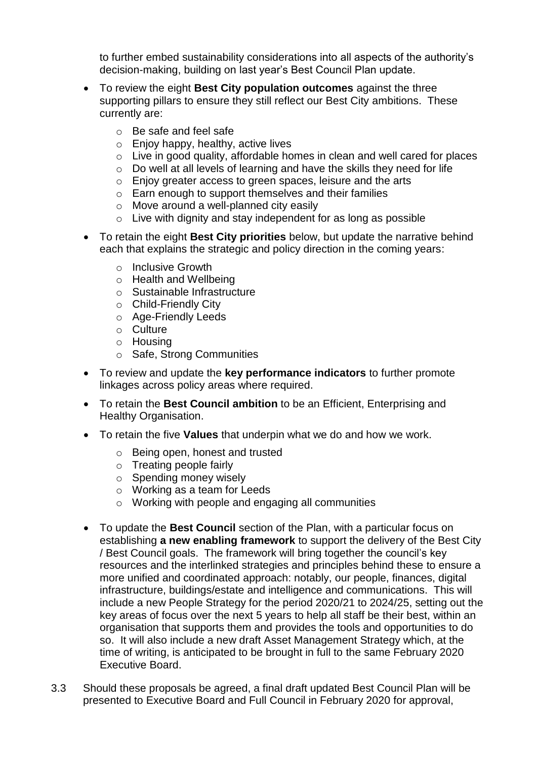to further embed sustainability considerations into all aspects of the authority's decision-making, building on last year's Best Council Plan update.

- To review the eight **Best City population outcomes** against the three supporting pillars to ensure they still reflect our Best City ambitions. These currently are:
  - Be safe and feel safe
  - Enjoy happy, healthy, active lives
  - Live in good quality, affordable homes in clean and well cared for places
  - Do well at all levels of learning and have the skills they need for life
  - Enjoy greater access to green spaces, leisure and the arts
  - Earn enough to support themselves and their families
  - Move around a well-planned city easily
  - Live with dignity and stay independent for as long as possible
- To retain the eight **Best City priorities** below, but update the narrative behind each that explains the strategic and policy direction in the coming years:
  - Inclusive Growth
  - Health and Wellbeing
  - Sustainable Infrastructure
  - Child-Friendly City
  - Age-Friendly Leeds
  - Culture
  - Housing
  - Safe, Strong Communities
- To review and update the **key performance indicators** to further promote linkages across policy areas where required.
- To retain the **Best Council ambition** to be an Efficient, Enterprising and Healthy Organisation.
- To retain the five **Values** that underpin what we do and how we work.
  - Being open, honest and trusted
  - Treating people fairly
  - Spending money wisely
  - Working as a team for Leeds
  - Working with people and engaging all communities
- To update the **Best Council** section of the Plan, with a particular focus on establishing **a new enabling framework** to support the delivery of the Best City / Best Council goals. The framework will bring together the council's key resources and the interlinked strategies and principles behind these to ensure a more unified and coordinated approach: notably, our people, finances, digital infrastructure, buildings/estate and intelligence and communications. This will include a new People Strategy for the period 2020/21 to 2024/25, setting out the key areas of focus over the next 5 years to help all staff be their best, within an organisation that supports them and provides the tools and opportunities to do so. It will also include a new draft Asset Management Strategy which, at the time of writing, is anticipated to be brought in full to the same February 2020 Executive Board.

3.3 Should these proposals be agreed, a final draft updated Best Council Plan will be presented to Executive Board and Full Council in February 2020 for approval,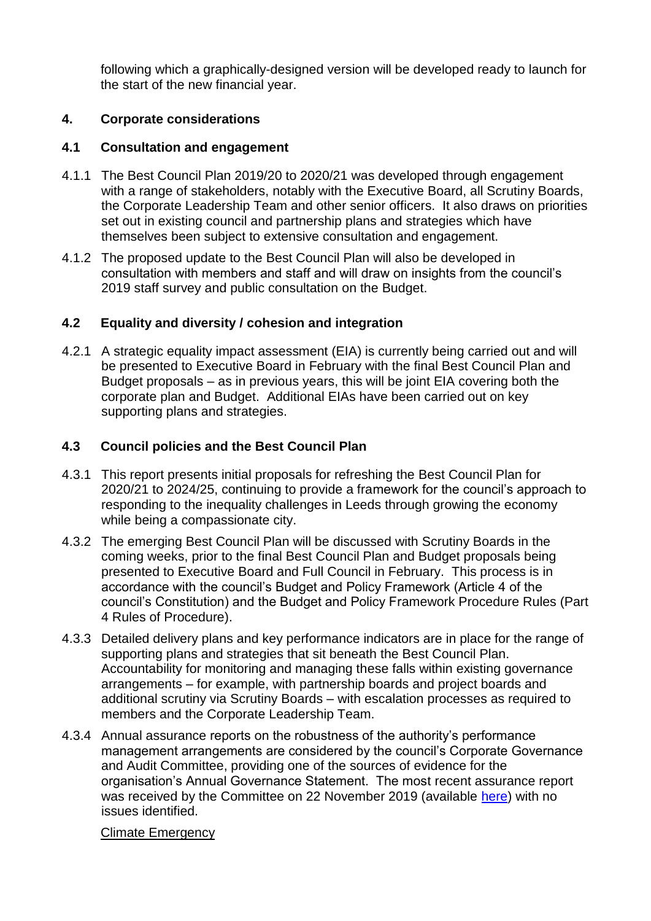following which a graphically-designed version will be developed ready to launch for the start of the new financial year.

## 4. Corporate considerations

### 4.1 Consultation and engagement

4.1.1 The Best Council Plan 2019/20 to 2020/21 was developed through engagement with a range of stakeholders, notably with the Executive Board, all Scrutiny Boards, the Corporate Leadership Team and other senior officers. It also draws on priorities set out in existing council and partnership plans and strategies which have themselves been subject to extensive consultation and engagement.

4.1.2 The proposed update to the Best Council Plan will also be developed in consultation with members and staff and will draw on insights from the council's 2019 staff survey and public consultation on the Budget.

### 4.2 Equality and diversity / cohesion and integration

4.2.1 A strategic equality impact assessment (EIA) is currently being carried out and will be presented to Executive Board in February with the final Best Council Plan and Budget proposals – as in previous years, this will be joint EIA covering both the corporate plan and Budget. Additional EIAs have been carried out on key supporting plans and strategies.

### 4.3 Council policies and the Best Council Plan

4.3.1 This report presents initial proposals for refreshing the Best Council Plan for 2020/21 to 2024/25, continuing to provide a framework for the council's approach to responding to the inequality challenges in Leeds through growing the economy while being a compassionate city.

4.3.2 The emerging Best Council Plan will be discussed with Scrutiny Boards in the coming weeks, prior to the final Best Council Plan and Budget proposals being presented to Executive Board and Full Council in February. This process is in accordance with the council's Budget and Policy Framework (Article 4 of the council's Constitution) and the Budget and Policy Framework Procedure Rules (Part 4 Rules of Procedure).

4.3.3 Detailed delivery plans and key performance indicators are in place for the range of supporting plans and strategies that sit beneath the Best Council Plan. Accountability for monitoring and managing these falls within existing governance arrangements – for example, with partnership boards and project boards and additional scrutiny via Scrutiny Boards – with escalation processes as required to members and the Corporate Leadership Team.

4.3.4 Annual assurance reports on the robustness of the authority's performance management arrangements are considered by the council's Corporate Governance and Audit Committee, providing one of the sources of evidence for the organisation's Annual Governance Statement. The most recent assurance report was received by the Committee on 22 November 2019 (available here) with no issues identified.

<u>Climate Emergency</u>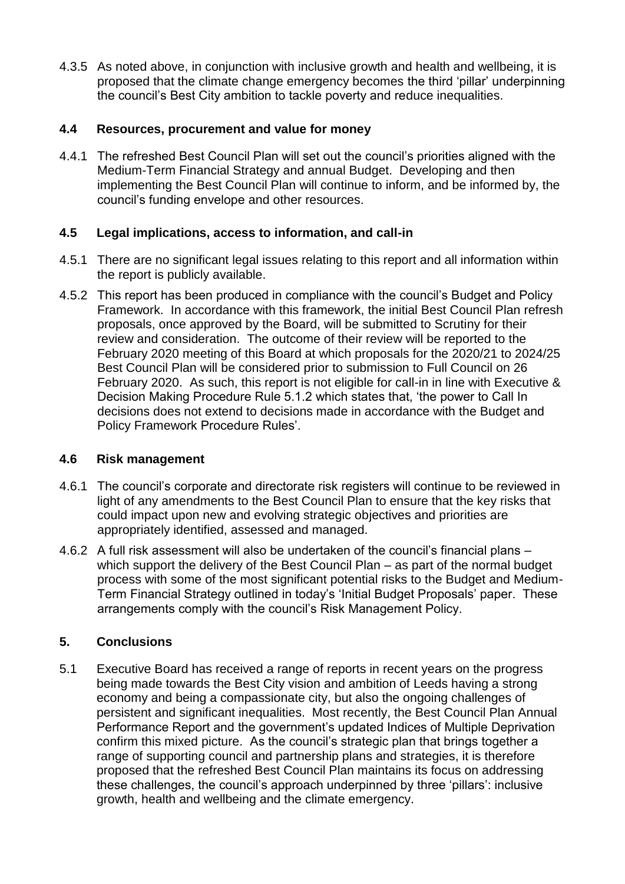4.3.5 As noted above, in conjunction with inclusive growth and health and wellbeing, it is proposed that the climate change emergency becomes the third 'pillar' underpinning the council's Best City ambition to tackle poverty and reduce inequalities.

### 4.4 Resources, procurement and value for money

4.4.1 The refreshed Best Council Plan will set out the council's priorities aligned with the Medium-Term Financial Strategy and annual Budget. Developing and then implementing the Best Council Plan will continue to inform, and be informed by, the council's funding envelope and other resources.

### 4.5 Legal implications, access to information, and call-in

4.5.1 There are no significant legal issues relating to this report and all information within the report is publicly available.

4.5.2 This report has been produced in compliance with the council's Budget and Policy Framework. In accordance with this framework, the initial Best Council Plan refresh proposals, once approved by the Board, will be submitted to Scrutiny for their review and consideration. The outcome of their review will be reported to the February 2020 meeting of this Board at which proposals for the 2020/21 to 2024/25 Best Council Plan will be considered prior to submission to Full Council on 26 February 2020. As such, this report is not eligible for call-in in line with Executive & Decision Making Procedure Rule 5.1.2 which states that, 'the power to Call In decisions does not extend to decisions made in accordance with the Budget and Policy Framework Procedure Rules'.

### 4.6 Risk management

4.6.1 The council's corporate and directorate risk registers will continue to be reviewed in light of any amendments to the Best Council Plan to ensure that the key risks that could impact upon new and evolving strategic objectives and priorities are appropriately identified, assessed and managed.

4.6.2 A full risk assessment will also be undertaken of the council's financial plans – which support the delivery of the Best Council Plan – as part of the normal budget process with some of the most significant potential risks to the Budget and Medium-Term Financial Strategy outlined in today's 'Initial Budget Proposals' paper. These arrangements comply with the council's Risk Management Policy.

## 5. Conclusions

5.1 Executive Board has received a range of reports in recent years on the progress being made towards the Best City vision and ambition of Leeds having a strong economy and being a compassionate city, but also the ongoing challenges of persistent and significant inequalities. Most recently, the Best Council Plan Annual Performance Report and the government's updated Indices of Multiple Deprivation confirm this mixed picture. As the council's strategic plan that brings together a range of supporting council and partnership plans and strategies, it is therefore proposed that the refreshed Best Council Plan maintains its focus on addressing these challenges, the council's approach underpinned by three 'pillars': inclusive growth, health and wellbeing and the climate emergency.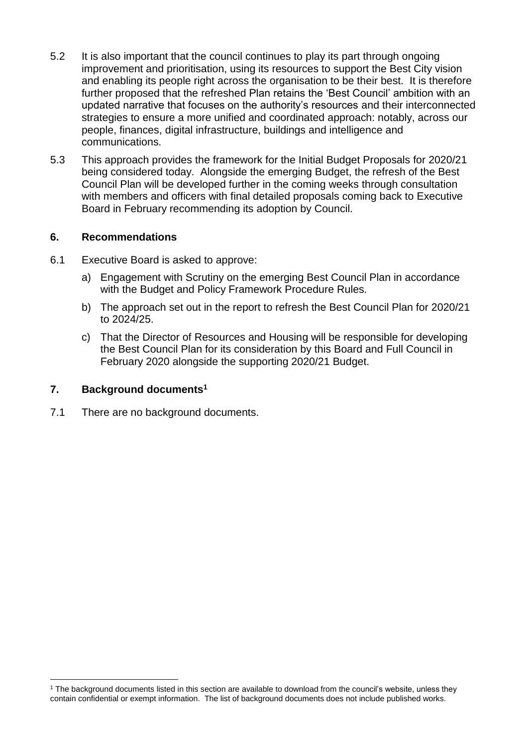5.2 It is also important that the council continues to play its part through ongoing improvement and prioritisation, using its resources to support the Best City vision and enabling its people right across the organisation to be their best. It is therefore further proposed that the refreshed Plan retains the 'Best Council' ambition with an updated narrative that focuses on the authority's resources and their interconnected strategies to ensure a more unified and coordinated approach: notably, across our people, finances, digital infrastructure, buildings and intelligence and communications.

5.3 This approach provides the framework for the Initial Budget Proposals for 2020/21 being considered today. Alongside the emerging Budget, the refresh of the Best Council Plan will be developed further in the coming weeks through consultation with members and officers with final detailed proposals coming back to Executive Board in February recommending its adoption by Council.

## 6. Recommendations

6.1 Executive Board is asked to approve:

a) Engagement with Scrutiny on the emerging Best Council Plan in accordance with the Budget and Policy Framework Procedure Rules.

b) The approach set out in the report to refresh the Best Council Plan for 2020/21 to 2024/25.

c) That the Director of Resources and Housing will be responsible for developing the Best Council Plan for its consideration by this Board and Full Council in February 2020 alongside the supporting 2020/21 Budget.

## 7. Background documents[1]

7.1 There are no background documents.

[1] The background documents listed in this section are available to download from the council's website, unless they contain confidential or exempt information. The list of background documents does not include published works.